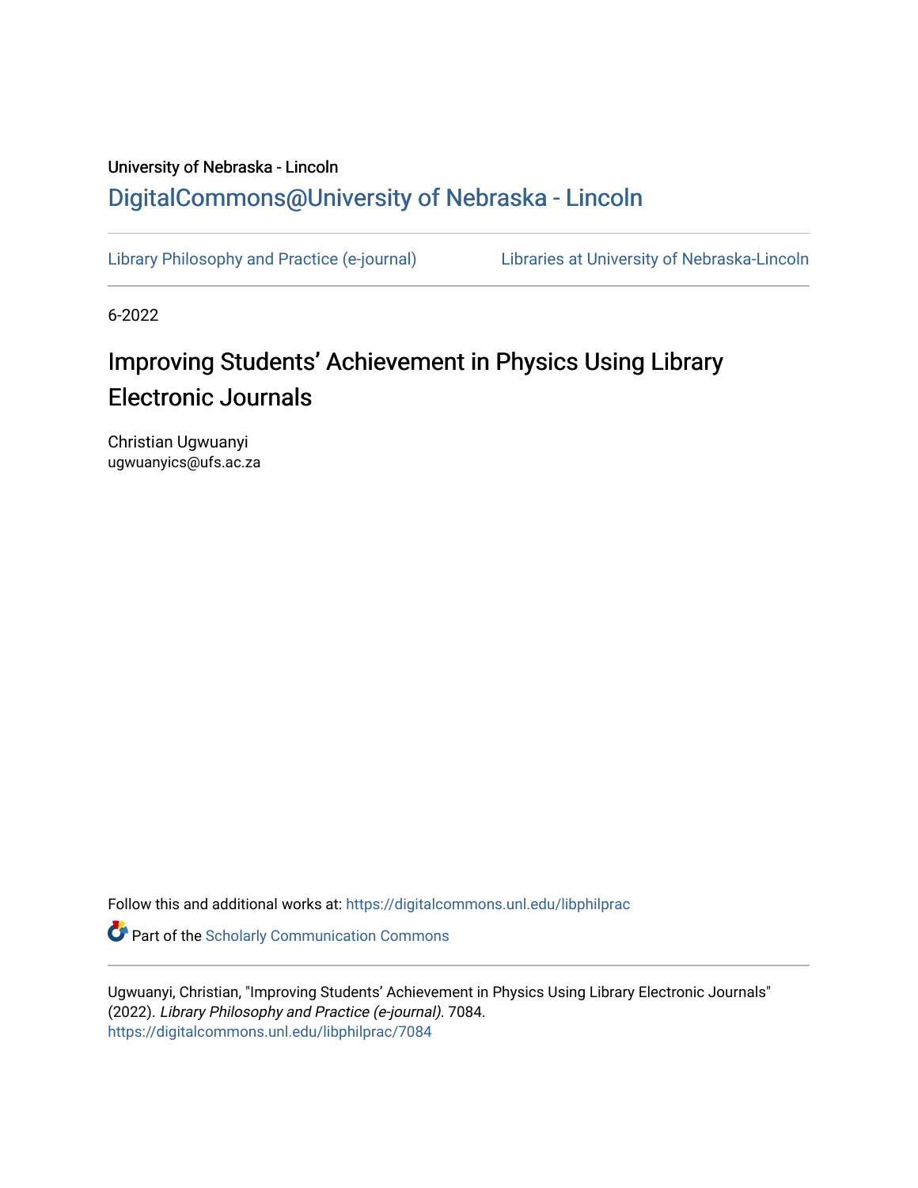University of Nebraska - Lincoln

## DigitalCommons@University of Nebraska - Lincoln

Library Philosophy and Practice (e-journal) Libraries at University of Nebraska-Lincoln

6-2022

# Improving Students' Achievement in Physics Using Library Electronic Journals

Christian Ugwuanyi
ugwuanyics@ufs.ac.za

Follow this and additional works at: https://digitalcommons.unl.edu/libphilprac

Part of the Scholarly Communication Commons

Ugwuanyi, Christian, "Improving Students' Achievement in Physics Using Library Electronic Journals" (2022). *Library Philosophy and Practice (e-journal)*. 7084.
https://digitalcommons.unl.edu/libphilprac/7084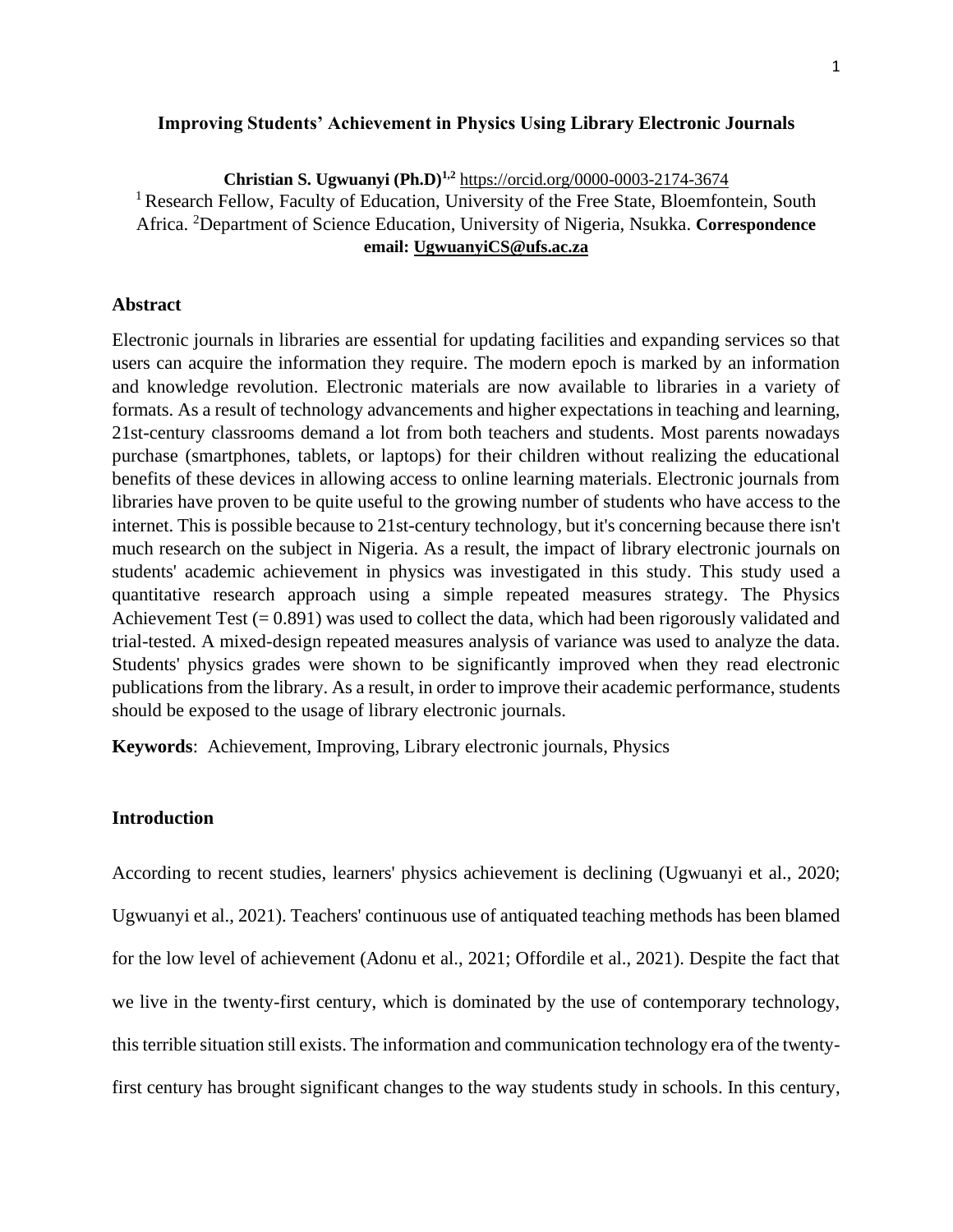**Improving Students' Achievement in Physics Using Library Electronic Journals**

**Christian S. Ugwuanyi (Ph.D)[1,2]** https://orcid.org/0000-0003-2174-3674

[1] Research Fellow, Faculty of Education, University of the Free State, Bloemfontein, South Africa. [2]Department of Science Education, University of Nigeria, Nsukka. **Correspondence email: UgwuanyiCS@ufs.ac.za**

## Abstract

Electronic journals in libraries are essential for updating facilities and expanding services so that users can acquire the information they require. The modern epoch is marked by an information and knowledge revolution. Electronic materials are now available to libraries in a variety of formats. As a result of technology advancements and higher expectations in teaching and learning, 21st-century classrooms demand a lot from both teachers and students. Most parents nowadays purchase (smartphones, tablets, or laptops) for their children without realizing the educational benefits of these devices in allowing access to online learning materials. Electronic journals from libraries have proven to be quite useful to the growing number of students who have access to the internet. This is possible because to 21st-century technology, but it's concerning because there isn't much research on the subject in Nigeria. As a result, the impact of library electronic journals on students' academic achievement in physics was investigated in this study. This study used a quantitative research approach using a simple repeated measures strategy. The Physics Achievement Test (= 0.891) was used to collect the data, which had been rigorously validated and trial-tested. A mixed-design repeated measures analysis of variance was used to analyze the data. Students' physics grades were shown to be significantly improved when they read electronic publications from the library. As a result, in order to improve their academic performance, students should be exposed to the usage of library electronic journals.

**Keywords**: Achievement, Improving, Library electronic journals, Physics

## Introduction

According to recent studies, learners' physics achievement is declining (Ugwuanyi et al., 2020; Ugwuanyi et al., 2021). Teachers' continuous use of antiquated teaching methods has been blamed for the low level of achievement (Adonu et al., 2021; Offordile et al., 2021). Despite the fact that we live in the twenty-first century, which is dominated by the use of contemporary technology, this terrible situation still exists. The information and communication technology era of the twenty-first century has brought significant changes to the way students study in schools. In this century,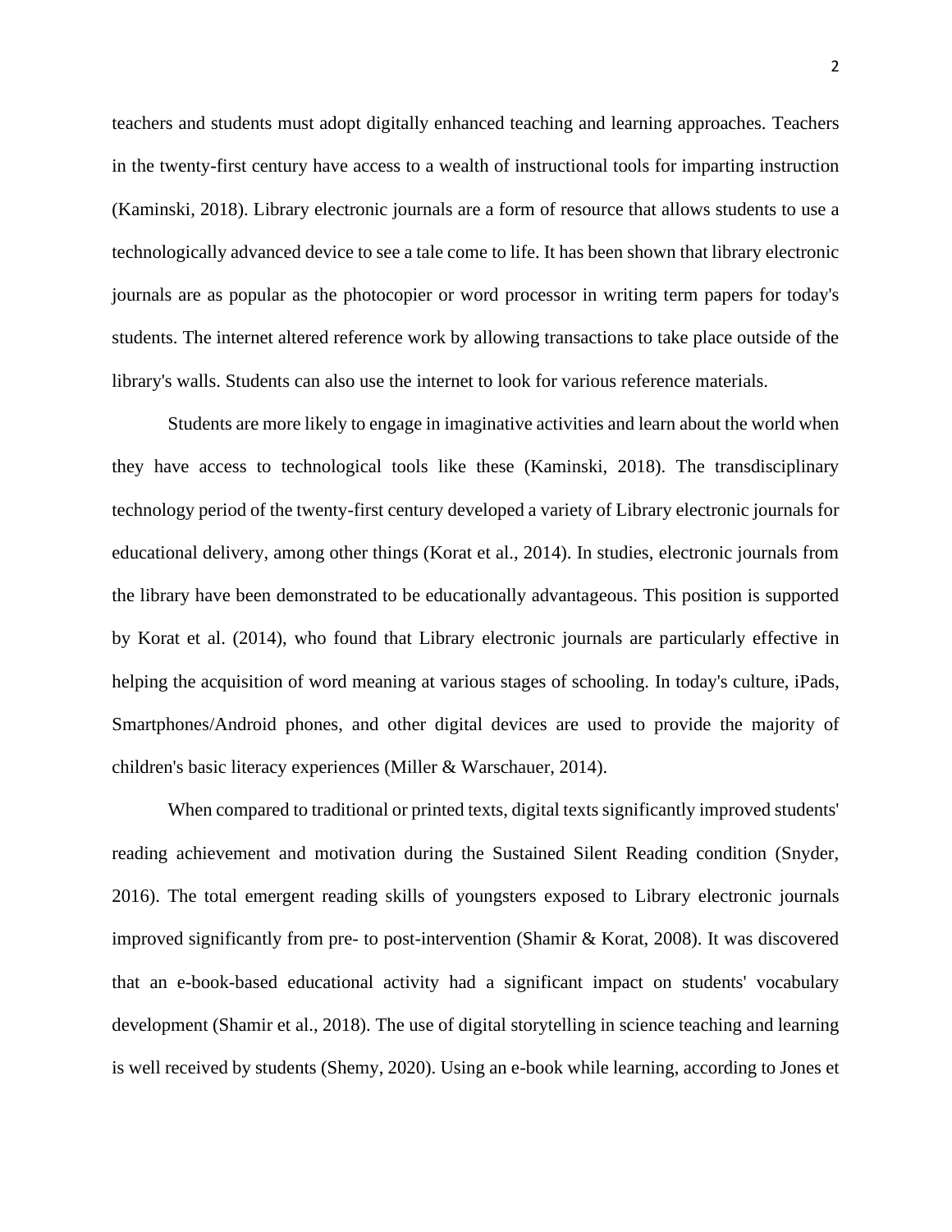teachers and students must adopt digitally enhanced teaching and learning approaches. Teachers in the twenty-first century have access to a wealth of instructional tools for imparting instruction (Kaminski, 2018). Library electronic journals are a form of resource that allows students to use a technologically advanced device to see a tale come to life. It has been shown that library electronic journals are as popular as the photocopier or word processor in writing term papers for today's students. The internet altered reference work by allowing transactions to take place outside of the library's walls. Students can also use the internet to look for various reference materials.

Students are more likely to engage in imaginative activities and learn about the world when they have access to technological tools like these (Kaminski, 2018). The transdisciplinary technology period of the twenty-first century developed a variety of Library electronic journals for educational delivery, among other things (Korat et al., 2014). In studies, electronic journals from the library have been demonstrated to be educationally advantageous. This position is supported by Korat et al. (2014), who found that Library electronic journals are particularly effective in helping the acquisition of word meaning at various stages of schooling. In today's culture, iPads, Smartphones/Android phones, and other digital devices are used to provide the majority of children's basic literacy experiences (Miller & Warschauer, 2014).

When compared to traditional or printed texts, digital texts significantly improved students' reading achievement and motivation during the Sustained Silent Reading condition (Snyder, 2016). The total emergent reading skills of youngsters exposed to Library electronic journals improved significantly from pre- to post-intervention (Shamir & Korat, 2008). It was discovered that an e-book-based educational activity had a significant impact on students' vocabulary development (Shamir et al., 2018). The use of digital storytelling in science teaching and learning is well received by students (Shemy, 2020). Using an e-book while learning, according to Jones et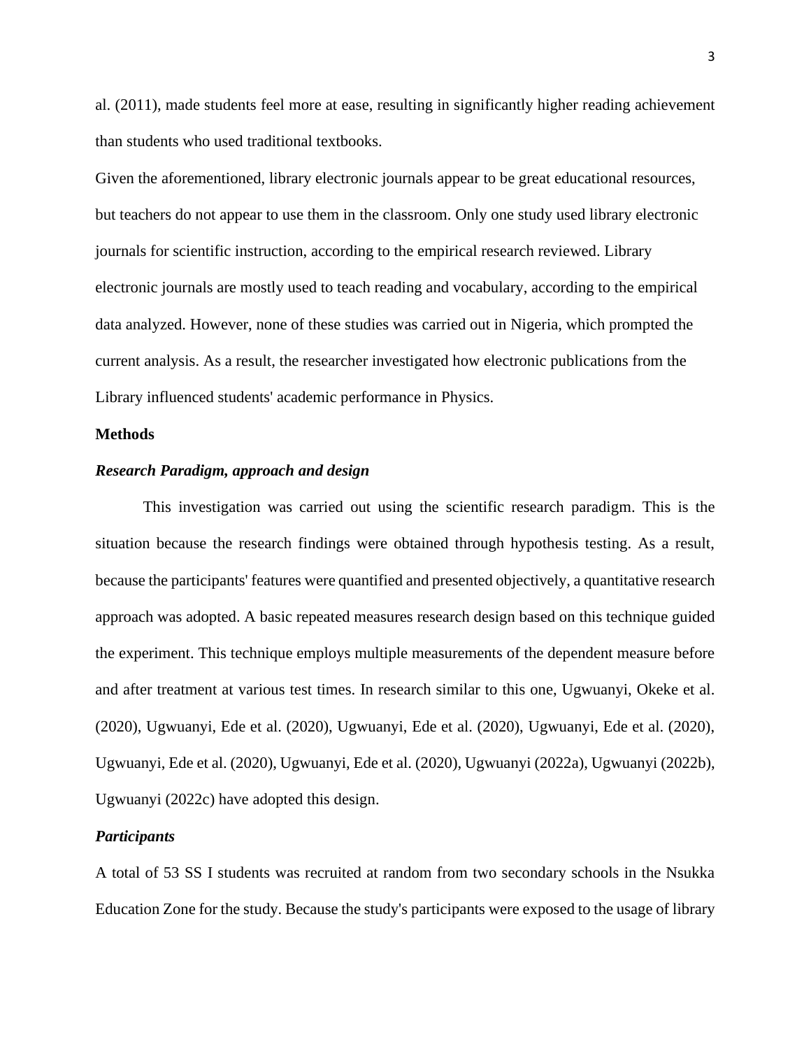al. (2011), made students feel more at ease, resulting in significantly higher reading achievement than students who used traditional textbooks.

Given the aforementioned, library electronic journals appear to be great educational resources, but teachers do not appear to use them in the classroom. Only one study used library electronic journals for scientific instruction, according to the empirical research reviewed. Library electronic journals are mostly used to teach reading and vocabulary, according to the empirical data analyzed. However, none of these studies was carried out in Nigeria, which prompted the current analysis. As a result, the researcher investigated how electronic publications from the Library influenced students' academic performance in Physics.

## Methods

### *Research Paradigm, approach and design*

This investigation was carried out using the scientific research paradigm. This is the situation because the research findings were obtained through hypothesis testing. As a result, because the participants' features were quantified and presented objectively, a quantitative research approach was adopted. A basic repeated measures research design based on this technique guided the experiment. This technique employs multiple measurements of the dependent measure before and after treatment at various test times. In research similar to this one, Ugwuanyi, Okeke et al. (2020), Ugwuanyi, Ede et al. (2020), Ugwuanyi, Ede et al. (2020), Ugwuanyi, Ede et al. (2020), Ugwuanyi, Ede et al. (2020), Ugwuanyi, Ede et al. (2020), Ugwuanyi (2022a), Ugwuanyi (2022b), Ugwuanyi (2022c) have adopted this design.

### *Participants*

A total of 53 SS I students was recruited at random from two secondary schools in the Nsukka Education Zone for the study. Because the study's participants were exposed to the usage of library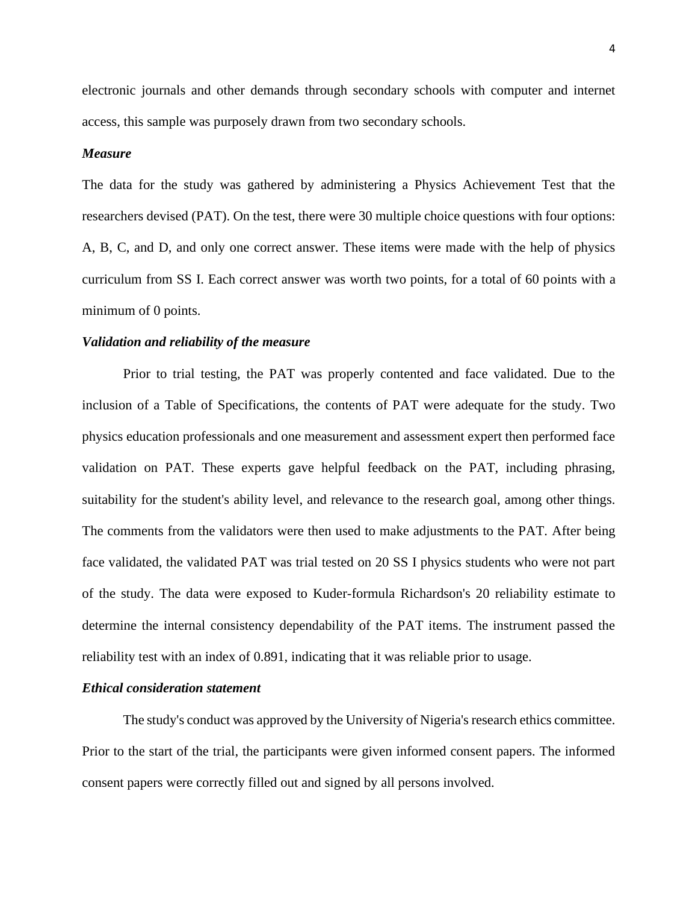electronic journals and other demands through secondary schools with computer and internet access, this sample was purposely drawn from two secondary schools.

***Measure***

The data for the study was gathered by administering a Physics Achievement Test that the researchers devised (PAT). On the test, there were 30 multiple choice questions with four options: A, B, C, and D, and only one correct answer. These items were made with the help of physics curriculum from SS I. Each correct answer was worth two points, for a total of 60 points with a minimum of 0 points.

***Validation and reliability of the measure***

Prior to trial testing, the PAT was properly contented and face validated. Due to the inclusion of a Table of Specifications, the contents of PAT were adequate for the study. Two physics education professionals and one measurement and assessment expert then performed face validation on PAT. These experts gave helpful feedback on the PAT, including phrasing, suitability for the student's ability level, and relevance to the research goal, among other things. The comments from the validators were then used to make adjustments to the PAT. After being face validated, the validated PAT was trial tested on 20 SS I physics students who were not part of the study. The data were exposed to Kuder-formula Richardson's 20 reliability estimate to determine the internal consistency dependability of the PAT items. The instrument passed the reliability test with an index of 0.891, indicating that it was reliable prior to usage.

***Ethical consideration statement***

The study's conduct was approved by the University of Nigeria's research ethics committee. Prior to the start of the trial, the participants were given informed consent papers. The informed consent papers were correctly filled out and signed by all persons involved.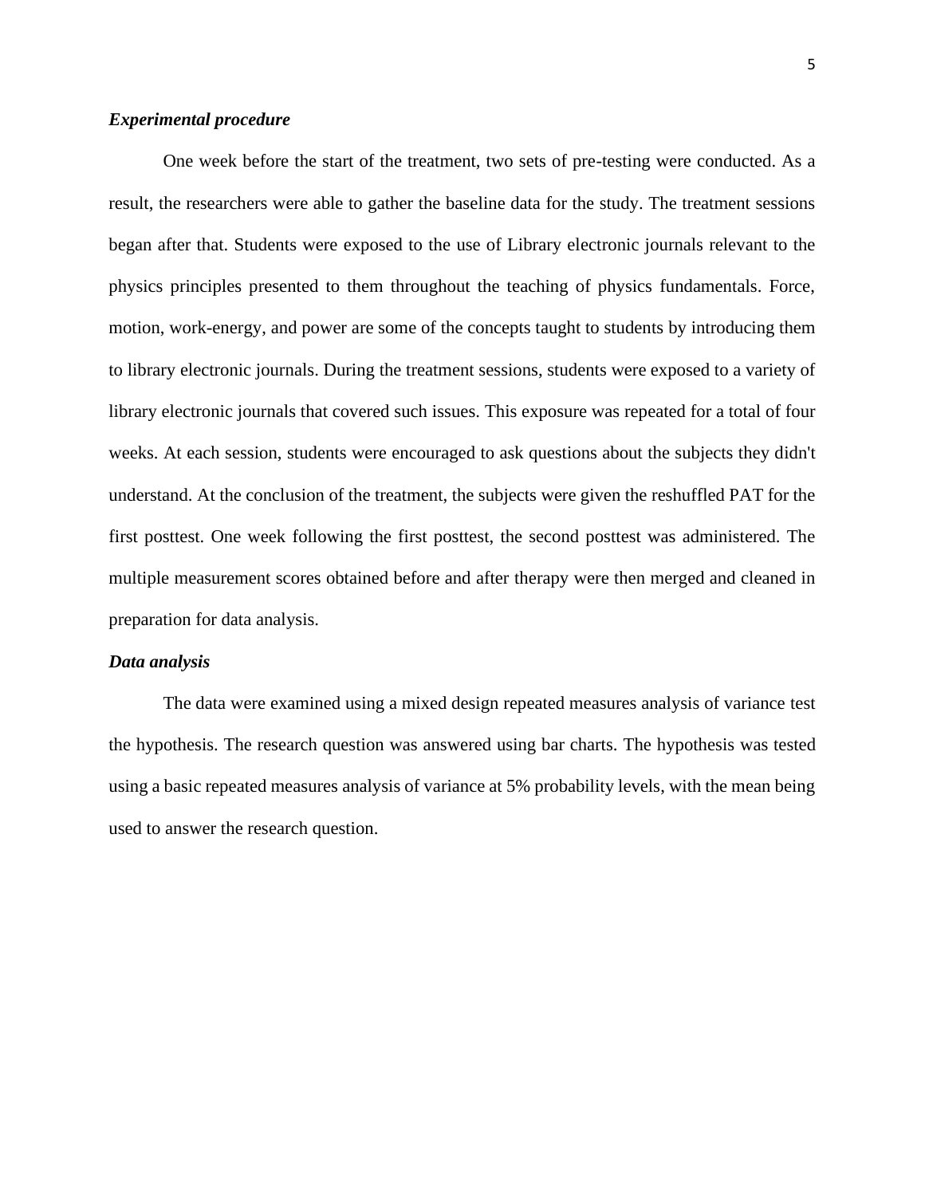***Experimental procedure***

One week before the start of the treatment, two sets of pre-testing were conducted. As a result, the researchers were able to gather the baseline data for the study. The treatment sessions began after that. Students were exposed to the use of Library electronic journals relevant to the physics principles presented to them throughout the teaching of physics fundamentals. Force, motion, work-energy, and power are some of the concepts taught to students by introducing them to library electronic journals. During the treatment sessions, students were exposed to a variety of library electronic journals that covered such issues. This exposure was repeated for a total of four weeks. At each session, students were encouraged to ask questions about the subjects they didn't understand. At the conclusion of the treatment, the subjects were given the reshuffled PAT for the first posttest. One week following the first posttest, the second posttest was administered. The multiple measurement scores obtained before and after therapy were then merged and cleaned in preparation for data analysis.

***Data analysis***

The data were examined using a mixed design repeated measures analysis of variance test the hypothesis. The research question was answered using bar charts. The hypothesis was tested using a basic repeated measures analysis of variance at 5% probability levels, with the mean being used to answer the research question.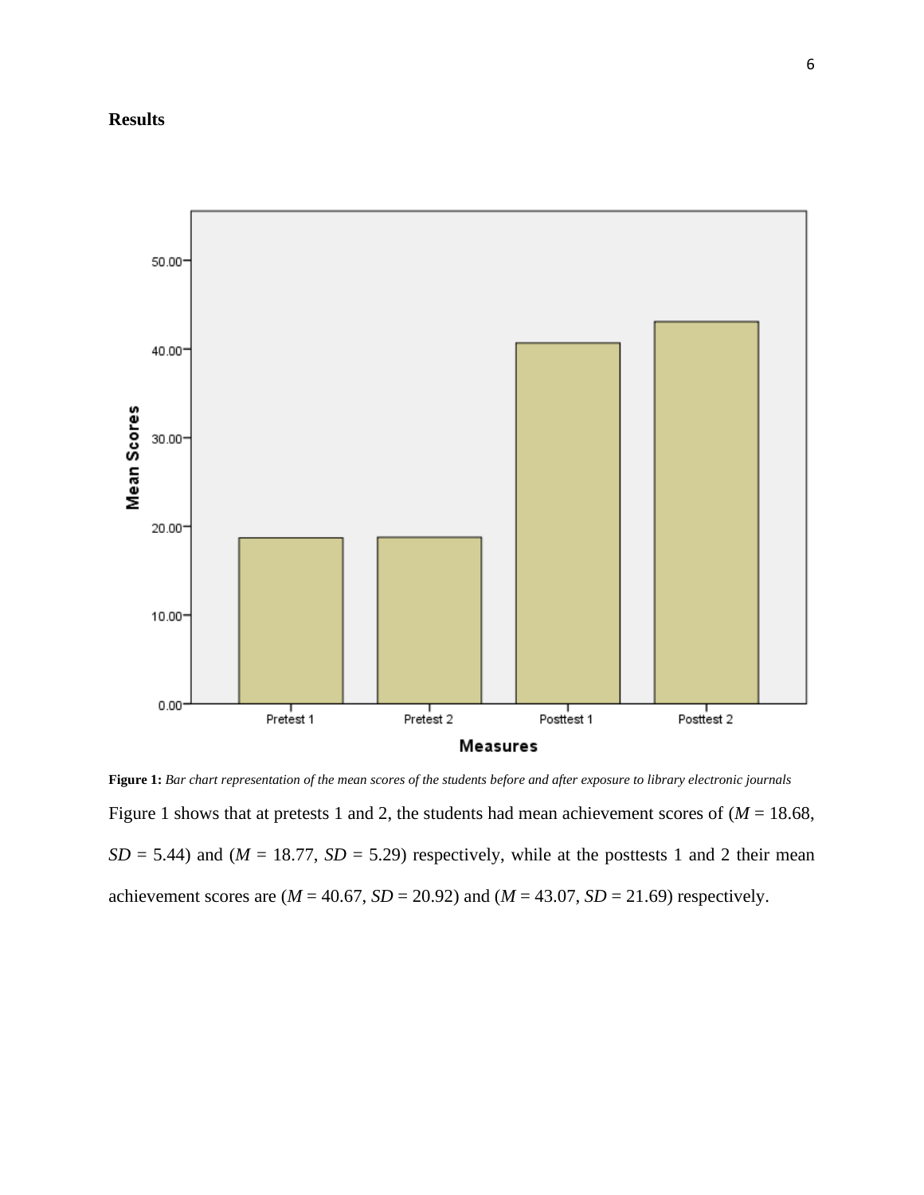## Results

**Figure 1:** *Bar chart representation of the mean scores of the students before and after exposure to library electronic journals*

Figure 1 shows that at pretests 1 and 2, the students had mean achievement scores of ($M$ = 18.68, $SD$ = 5.44) and ($M$ = 18.77, $SD$ = 5.29) respectively, while at the posttests 1 and 2 their mean achievement scores are ($M$ = 40.67, $SD$ = 20.92) and ($M$ = 43.07, $SD$ = 21.69) respectively.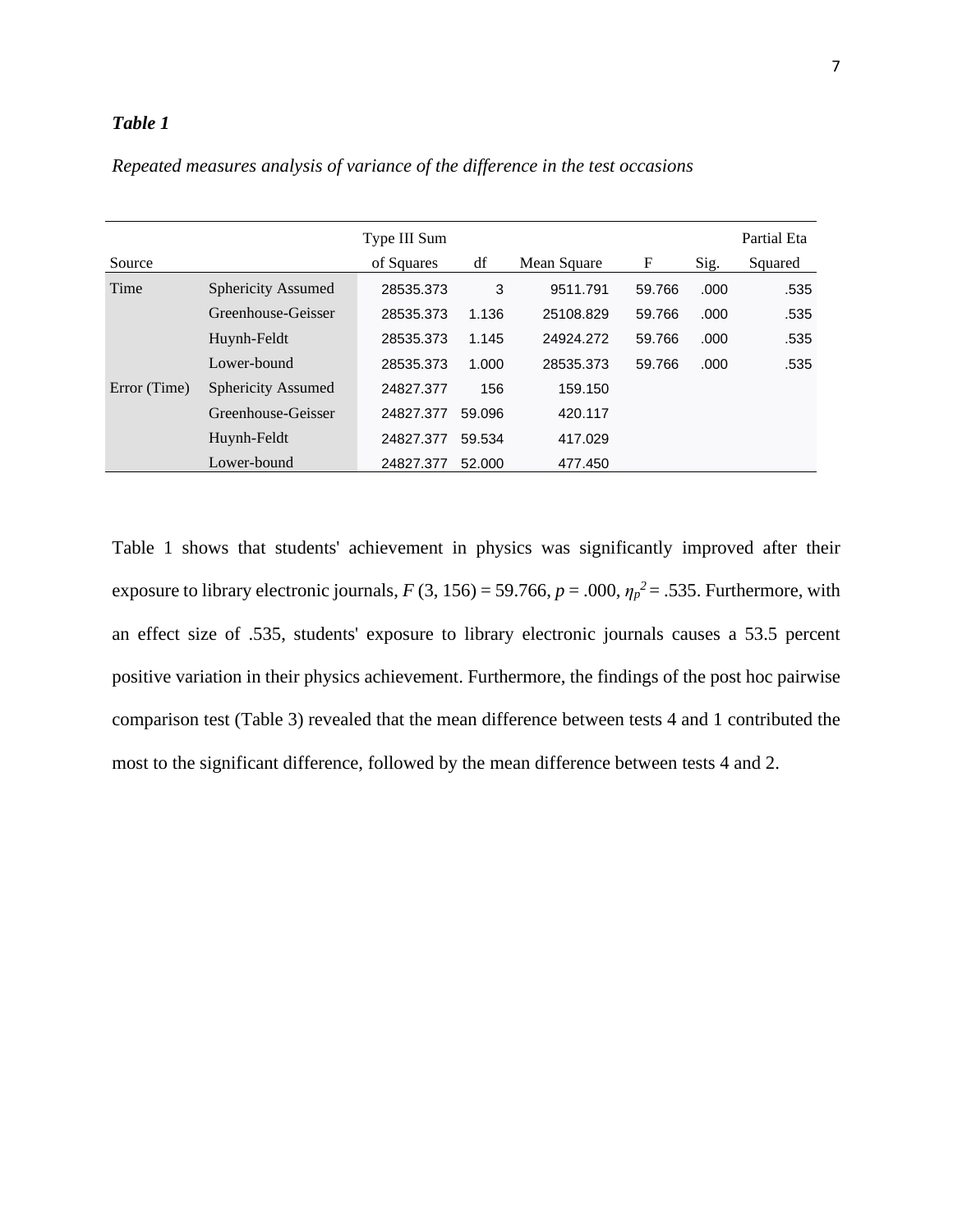***Table 1***

*Repeated measures analysis of variance of the difference in the test occasions*

| Source | | Type III Sum of Squares | df | Mean Square | F | Sig. | Partial Eta Squared |
|---|---|---|---|---|---|---|---|
| Time | Sphericity Assumed | 28535.373 | 3 | 9511.791 | 59.766 | .000 | .535 |
| | Greenhouse-Geisser | 28535.373 | 1.136 | 25108.829 | 59.766 | .000 | .535 |
| | Huynh-Feldt | 28535.373 | 1.145 | 24924.272 | 59.766 | .000 | .535 |
| | Lower-bound | 28535.373 | 1.000 | 28535.373 | 59.766 | .000 | .535 |
| Error (Time) | Sphericity Assumed | 24827.377 | 156 | 159.150 | | | |
| | Greenhouse-Geisser | 24827.377 | 59.096 | 420.117 | | | |
| | Huynh-Feldt | 24827.377 | 59.534 | 417.029 | | | |
| | Lower-bound | 24827.377 | 52.000 | 477.450 | | | |

Table 1 shows that students' achievement in physics was significantly improved after their exposure to library electronic journals, $F$ (3, 156) = 59.766, $p$ = .000, $\eta_p^2$ = .535. Furthermore, with an effect size of .535, students' exposure to library electronic journals causes a 53.5 percent positive variation in their physics achievement. Furthermore, the findings of the post hoc pairwise comparison test (Table 3) revealed that the mean difference between tests 4 and 1 contributed the most to the significant difference, followed by the mean difference between tests 4 and 2.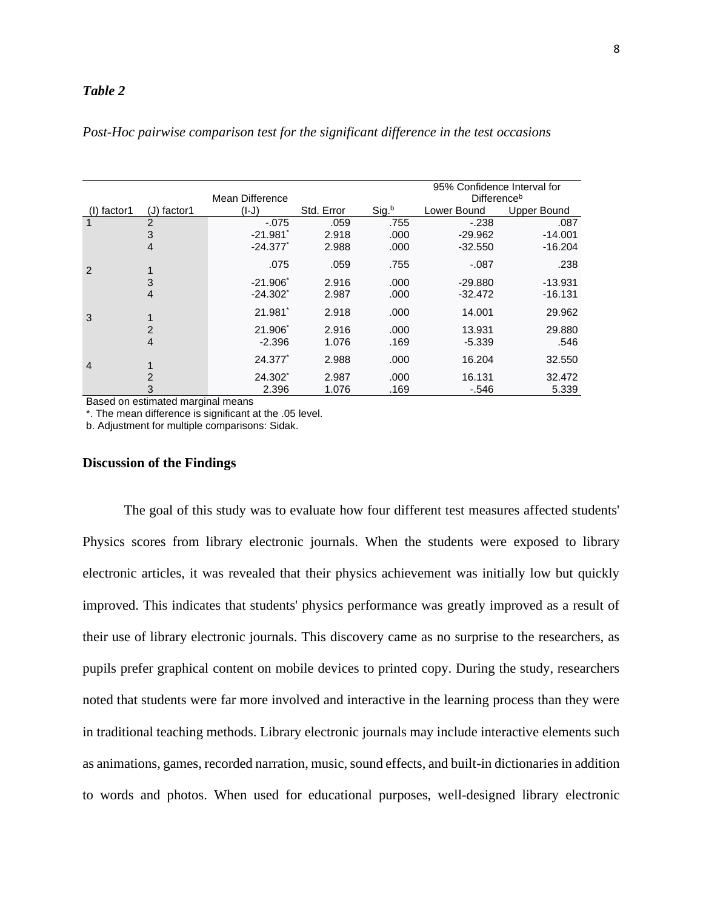***Table 2***

*Post-Hoc pairwise comparison test for the significant difference in the test occasions*

| (I) factor1 | (J) factor1 | Mean Difference (I-J) | Std. Error | Sig.[b] | 95% Confidence Interval for Difference[b] Lower Bound | Upper Bound |
|---|---|---|---|---|---|---|
| 1 | 2 | -.075 | .059 | .755 | -.238 | .087 |
| | 3 | -21.981* | 2.918 | .000 | -29.962 | -14.001 |
| | 4 | -24.377* | 2.988 | .000 | -32.550 | -16.204 |
| 2 | 1 | .075 | .059 | .755 | -.087 | .238 |
| | 3 | -21.906* | 2.916 | .000 | -29.880 | -13.931 |
| | 4 | -24.302* | 2.987 | .000 | -32.472 | -16.131 |
| 3 | 1 | 21.981* | 2.918 | .000 | 14.001 | 29.962 |
| | 2 | 21.906* | 2.916 | .000 | 13.931 | 29.880 |
| | 4 | -2.396 | 1.076 | .169 | -5.339 | .546 |
| 4 | 1 | 24.377* | 2.988 | .000 | 16.204 | 32.550 |
| | 2 | 24.302* | 2.987 | .000 | 16.131 | 32.472 |
| | 3 | 2.396 | 1.076 | .169 | -.546 | 5.339 |

Based on estimated marginal means

*. The mean difference is significant at the .05 level.

b. Adjustment for multiple comparisons: Sidak.

### Discussion of the Findings

The goal of this study was to evaluate how four different test measures affected students' Physics scores from library electronic journals. When the students were exposed to library electronic articles, it was revealed that their physics achievement was initially low but quickly improved. This indicates that students' physics performance was greatly improved as a result of their use of library electronic journals. This discovery came as no surprise to the researchers, as pupils prefer graphical content on mobile devices to printed copy. During the study, researchers noted that students were far more involved and interactive in the learning process than they were in traditional teaching methods. Library electronic journals may include interactive elements such as animations, games, recorded narration, music, sound effects, and built-in dictionaries in addition to words and photos. When used for educational purposes, well-designed library electronic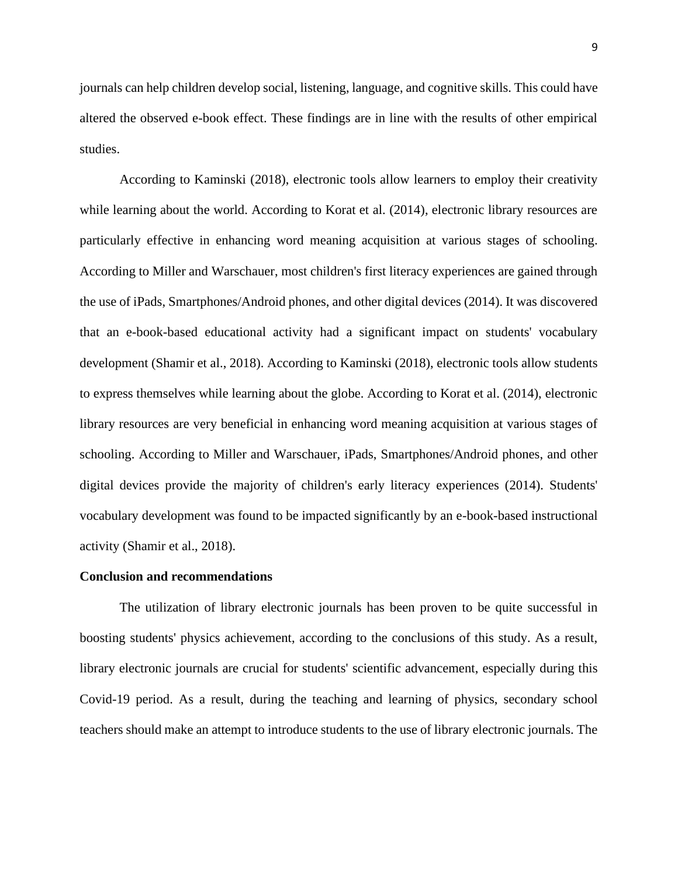journals can help children develop social, listening, language, and cognitive skills. This could have altered the observed e-book effect. These findings are in line with the results of other empirical studies.

According to Kaminski (2018), electronic tools allow learners to employ their creativity while learning about the world. According to Korat et al. (2014), electronic library resources are particularly effective in enhancing word meaning acquisition at various stages of schooling. According to Miller and Warschauer, most children's first literacy experiences are gained through the use of iPads, Smartphones/Android phones, and other digital devices (2014). It was discovered that an e-book-based educational activity had a significant impact on students' vocabulary development (Shamir et al., 2018). According to Kaminski (2018), electronic tools allow students to express themselves while learning about the globe. According to Korat et al. (2014), electronic library resources are very beneficial in enhancing word meaning acquisition at various stages of schooling. According to Miller and Warschauer, iPads, Smartphones/Android phones, and other digital devices provide the majority of children's early literacy experiences (2014). Students' vocabulary development was found to be impacted significantly by an e-book-based instructional activity (Shamir et al., 2018).

## Conclusion and recommendations

The utilization of library electronic journals has been proven to be quite successful in boosting students' physics achievement, according to the conclusions of this study. As a result, library electronic journals are crucial for students' scientific advancement, especially during this Covid-19 period. As a result, during the teaching and learning of physics, secondary school teachers should make an attempt to introduce students to the use of library electronic journals. The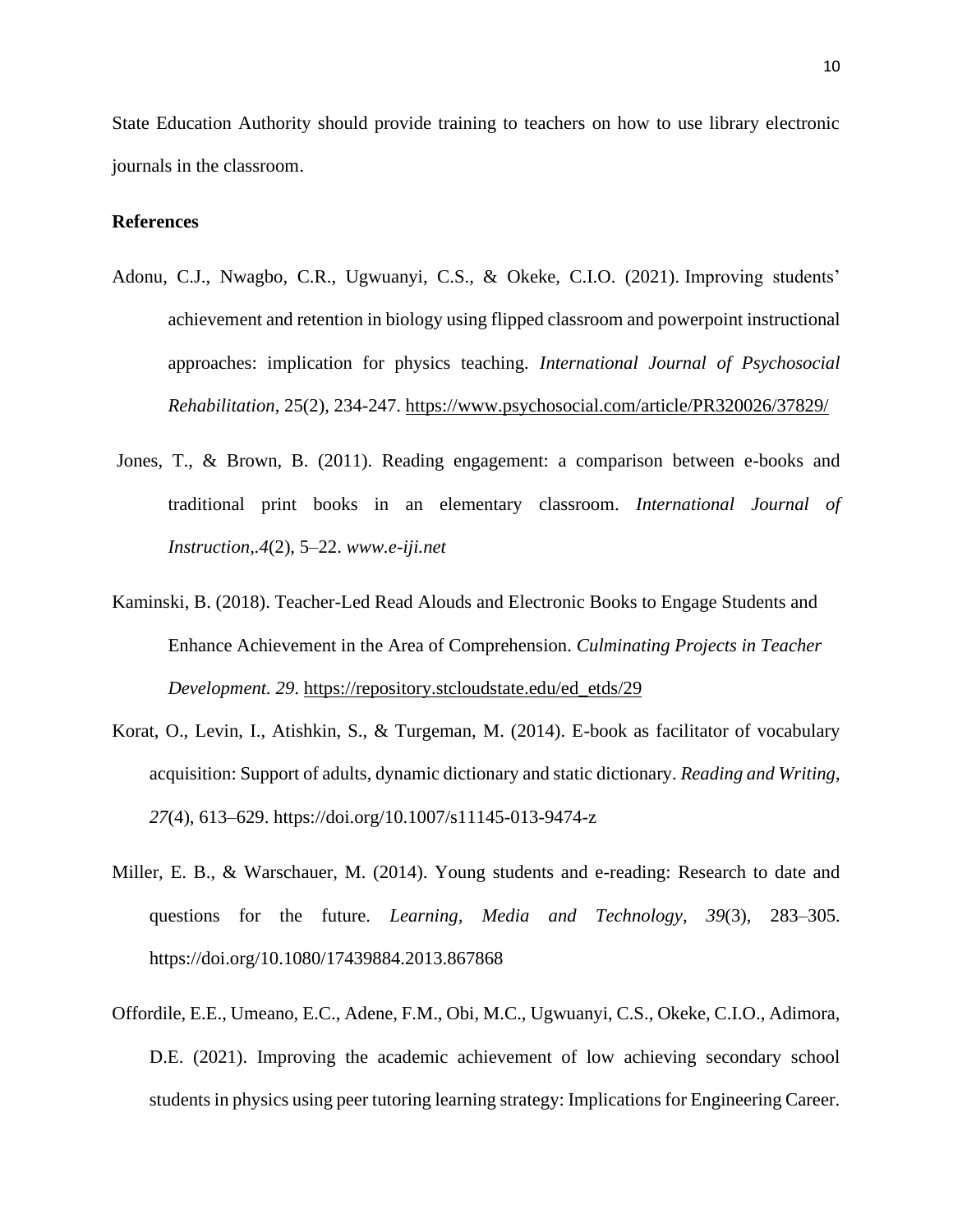State Education Authority should provide training to teachers on how to use library electronic journals in the classroom.

**References**

Adonu, C.J., Nwagbo, C.R., Ugwuanyi, C.S., & Okeke, C.I.O. (2021). Improving students' achievement and retention in biology using flipped classroom and powerpoint instructional approaches: implication for physics teaching. *International Journal of Psychosocial Rehabilitation*, 25(2), 234-247. https://www.psychosocial.com/article/PR320026/37829/

Jones, T., & Brown, B. (2011). Reading engagement: a comparison between e-books and traditional print books in an elementary classroom. *International Journal of Instruction,.4*(2), 5–22. *www.e-iji.net*

Kaminski, B. (2018). Teacher-Led Read Alouds and Electronic Books to Engage Students and Enhance Achievement in the Area of Comprehension. *Culminating Projects in Teacher Development. 29*. https://repository.stcloudstate.edu/ed_etds/29

Korat, O., Levin, I., Atishkin, S., & Turgeman, M. (2014). E-book as facilitator of vocabulary acquisition: Support of adults, dynamic dictionary and static dictionary. *Reading and Writing, 27*(4), 613–629. https://doi.org/10.1007/s11145-013-9474-z

Miller, E. B., & Warschauer, M. (2014). Young students and e-reading: Research to date and questions for the future. *Learning, Media and Technology*, *39*(3), 283–305. https://doi.org/10.1080/17439884.2013.867868

Offordile, E.E., Umeano, E.C., Adene, F.M., Obi, M.C., Ugwuanyi, C.S., Okeke, C.I.O., Adimora, D.E. (2021). Improving the academic achievement of low achieving secondary school students in physics using peer tutoring learning strategy: Implications for Engineering Career.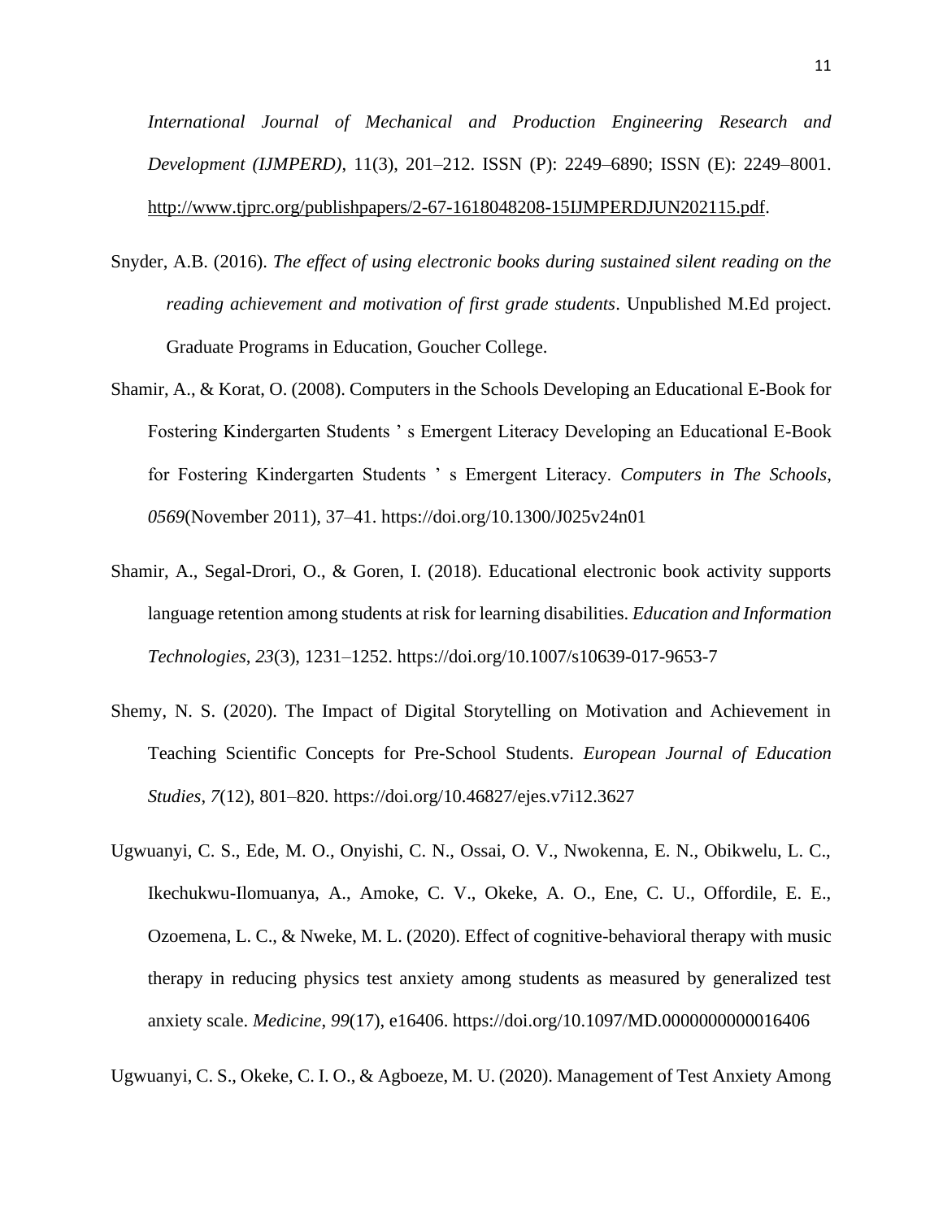*International Journal of Mechanical and Production Engineering Research and Development (IJMPERD)*, 11(3), 201–212. ISSN (P): 2249–6890; ISSN (E): 2249–8001. http://www.tjprc.org/publishpapers/2-67-1618048208-15IJMPERDJUN202115.pdf.

Snyder, A.B. (2016). *The effect of using electronic books during sustained silent reading on the reading achievement and motivation of first grade students*. Unpublished M.Ed project. Graduate Programs in Education, Goucher College.

Shamir, A., & Korat, O. (2008). Computers in the Schools Developing an Educational E-Book for Fostering Kindergarten Students ' s Emergent Literacy Developing an Educational E-Book for Fostering Kindergarten Students ' s Emergent Literacy. *Computers in The Schools*, *0569*(November 2011), 37–41. https://doi.org/10.1300/J025v24n01

Shamir, A., Segal-Drori, O., & Goren, I. (2018). Educational electronic book activity supports language retention among students at risk for learning disabilities. *Education and Information Technologies*, *23*(3), 1231–1252. https://doi.org/10.1007/s10639-017-9653-7

Shemy, N. S. (2020). The Impact of Digital Storytelling on Motivation and Achievement in Teaching Scientific Concepts for Pre-School Students. *European Journal of Education Studies*, *7*(12), 801–820. https://doi.org/10.46827/ejes.v7i12.3627

Ugwuanyi, C. S., Ede, M. O., Onyishi, C. N., Ossai, O. V., Nwokenna, E. N., Obikwelu, L. C., Ikechukwu-Ilomuanya, A., Amoke, C. V., Okeke, A. O., Ene, C. U., Offordile, E. E., Ozoemena, L. C., & Nweke, M. L. (2020). Effect of cognitive-behavioral therapy with music therapy in reducing physics test anxiety among students as measured by generalized test anxiety scale. *Medicine*, *99*(17), e16406. https://doi.org/10.1097/MD.0000000000016406

Ugwuanyi, C. S., Okeke, C. I. O., & Agboeze, M. U. (2020). Management of Test Anxiety Among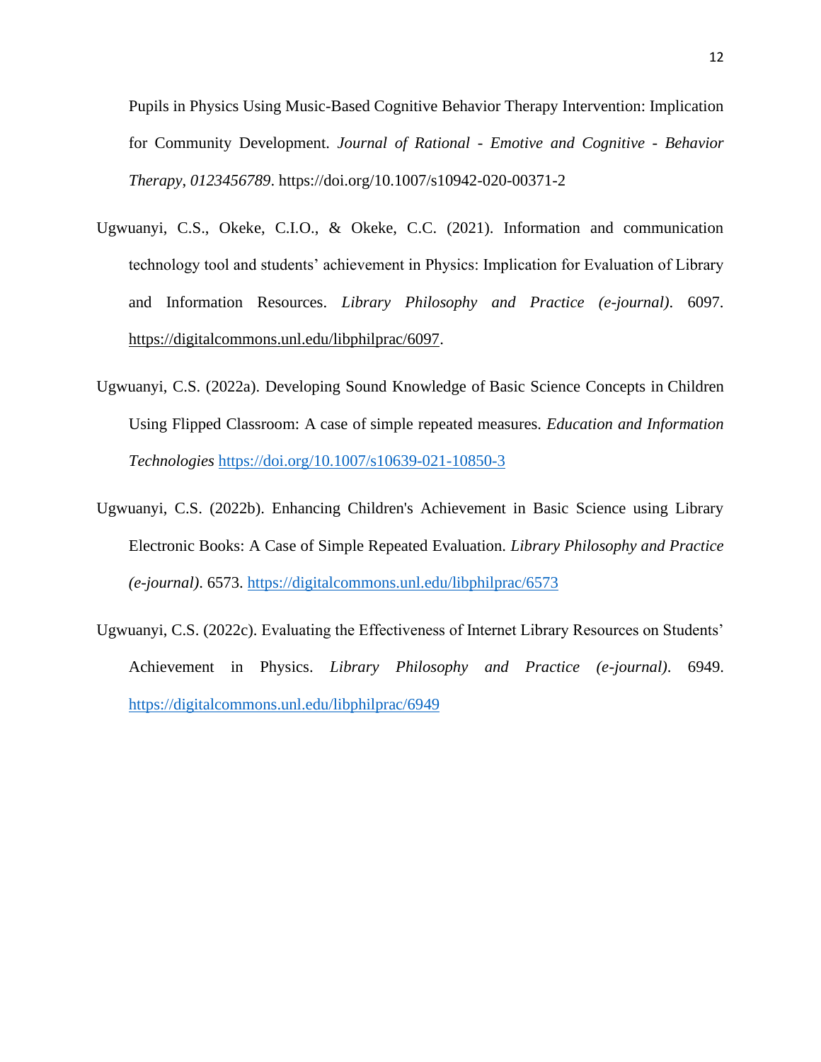Pupils in Physics Using Music-Based Cognitive Behavior Therapy Intervention: Implication for Community Development. *Journal of Rational - Emotive and Cognitive - Behavior Therapy*, *0123456789*. https://doi.org/10.1007/s10942-020-00371-2

Ugwuanyi, C.S., Okeke, C.I.O., & Okeke, C.C. (2021). Information and communication technology tool and students' achievement in Physics: Implication for Evaluation of Library and Information Resources. *Library Philosophy and Practice (e-journal)*. 6097. https://digitalcommons.unl.edu/libphilprac/6097.

Ugwuanyi, C.S. (2022a). Developing Sound Knowledge of Basic Science Concepts in Children Using Flipped Classroom: A case of simple repeated measures. *Education and Information Technologies* https://doi.org/10.1007/s10639-021-10850-3

Ugwuanyi, C.S. (2022b). Enhancing Children's Achievement in Basic Science using Library Electronic Books: A Case of Simple Repeated Evaluation. *Library Philosophy and Practice (e-journal)*. 6573. https://digitalcommons.unl.edu/libphilprac/6573

Ugwuanyi, C.S. (2022c). Evaluating the Effectiveness of Internet Library Resources on Students' Achievement in Physics. *Library Philosophy and Practice (e-journal)*. 6949. https://digitalcommons.unl.edu/libphilprac/6949